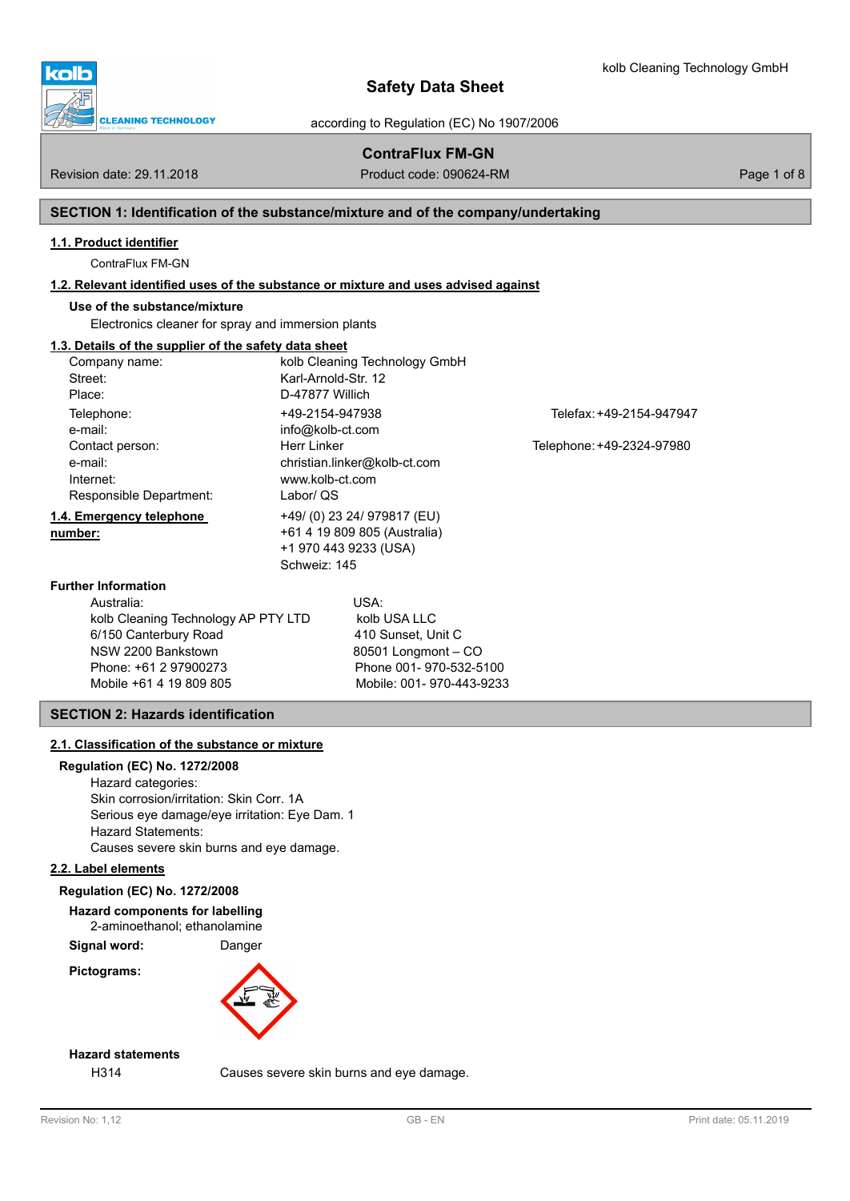# Safety Data Sheet

according to Regulation (EC) No 1907/2006

**ContraFlux FM-GN**

Revision date: 29.11.2018 | Product code: 090624-RM

## SECTION 1: Identification of the substance/mixture and of the company/undertaking

### 1.1. Product identifier

ContraFlux FM-GN

### 1.2. Relevant identified uses of the substance or mixture and uses advised against

**Use of the substance/mixture**

Electronics cleaner for spray and immersion plants

### 1.3. Details of the supplier of the safety data sheet

| | | |
|---|---|---|
| Company name: | kolb Cleaning Technology GmbH | |
| Street: | Karl-Arnold-Str. 12 | |
| Place: | D-47877 Willich | |
| Telephone: | +49-2154-947938 | Telefax: +49-2154-947947 |
| e-mail: | info@kolb-ct.com | |
| Contact person: | Herr Linker | Telephone: +49-2324-97980 |
| e-mail: | christian.linker@kolb-ct.com | |
| Internet: | www.kolb-ct.com | |
| Responsible Department: | Labor/ QS | |

### 1.4. Emergency telephone number:

+49/ (0) 23 24/ 979817 (EU)
+61 4 19 809 805 (Australia)
+1 970 443 9233 (USA)
Schweiz: 145

**Further Information**

Australia:
kolb Cleaning Technology AP PTY LTD
6/150 Canterbury Road
NSW 2200 Bankstown
Phone: +61 2 97900273
Mobile +61 4 19 809 805

USA:
kolb USA LLC
410 Sunset, Unit C
80501 Longmont – CO
Phone 001- 970-532-5100
Mobile: 001- 970-443-9233

## SECTION 2: Hazards identification

### 2.1. Classification of the substance or mixture

**Regulation (EC) No. 1272/2008**

Hazard categories:
Skin corrosion/irritation: Skin Corr. 1A
Serious eye damage/eye irritation: Eye Dam. 1
Hazard Statements:
Causes severe skin burns and eye damage.

### 2.2. Label elements

**Regulation (EC) No. 1272/2008**

**Hazard components for labelling**

2-aminoethanol; ethanolamine

**Signal word:** Danger

**Pictograms:**

**Hazard statements**

H314 Causes severe skin burns and eye damage.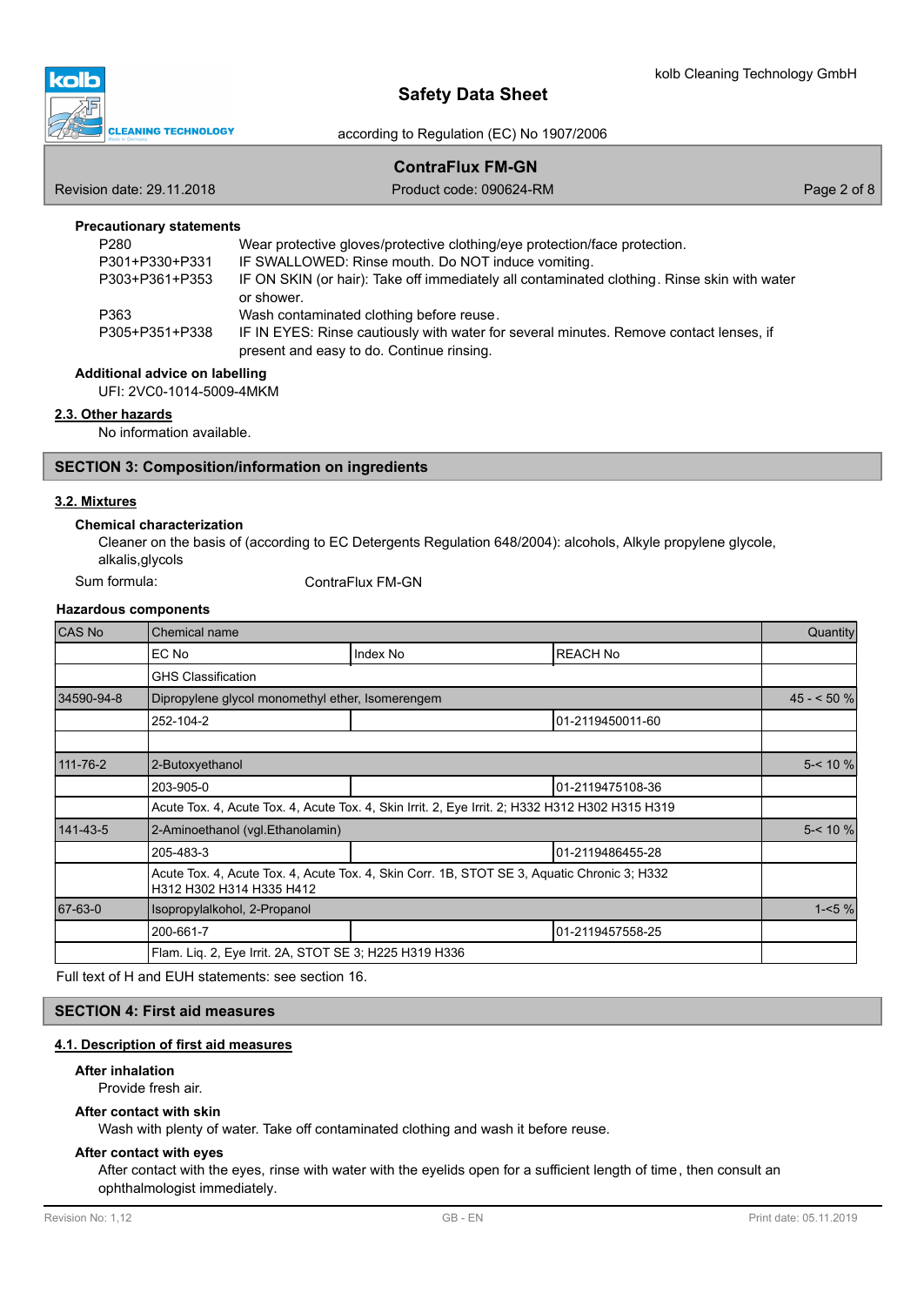**Precautionary statements**

| | |
|---|---|
| P280 | Wear protective gloves/protective clothing/eye protection/face protection. |
| P301+P330+P331 | IF SWALLOWED: Rinse mouth. Do NOT induce vomiting. |
| P303+P361+P353 | IF ON SKIN (or hair): Take off immediately all contaminated clothing. Rinse skin with water or shower. |
| P363 | Wash contaminated clothing before reuse. |
| P305+P351+P338 | IF IN EYES: Rinse cautiously with water for several minutes. Remove contact lenses, if present and easy to do. Continue rinsing. |

**Additional advice on labelling**

UFI: 2VC0-1014-5009-4MKM

## 2.3. Other hazards

No information available.

# SECTION 3: Composition/information on ingredients

## 3.2. Mixtures

**Chemical characterization**

Cleaner on the basis of (according to EC Detergents Regulation 648/2004): alcohols, Alkyle propylene glycole, alkalis,glycols

Sum formula: ContraFlux FM-GN

**Hazardous components**

| CAS No | Chemical name | | | Quantity |
|---|---|---|---|---|
| | EC No | Index No | REACH No | |
| | GHS Classification | | | |
| 34590-94-8 | Dipropylene glycol monomethyl ether, Isomerengem | | | 45 - < 50 % |
| | 252-104-2 | | 01-2119450011-60 | |
| | | | | |
| 111-76-2 | 2-Butoxyethanol | | | 5-< 10 % |
| | 203-905-0 | | 01-2119475108-36 | |
| | Acute Tox. 4, Acute Tox. 4, Acute Tox. 4, Skin Irrit. 2, Eye Irrit. 2; H332 H312 H302 H315 H319 | | | |
| 141-43-5 | 2-Aminoethanol (vgl.Ethanolamin) | | | 5-< 10 % |
| | 205-483-3 | | 01-2119486455-28 | |
| | Acute Tox. 4, Acute Tox. 4, Acute Tox. 4, Skin Corr. 1B, STOT SE 3, Aquatic Chronic 3; H332 H312 H302 H314 H335 H412 | | | |
| 67-63-0 | Isopropylalkohol, 2-Propanol | | | 1-<5 % |
| | 200-661-7 | | 01-2119457558-25 | |
| | Flam. Liq. 2, Eye Irrit. 2A, STOT SE 3; H225 H319 H336 | | | |

Full text of H and EUH statements: see section 16.

# SECTION 4: First aid measures

## 4.1. Description of first aid measures

**After inhalation**

Provide fresh air.

**After contact with skin**

Wash with plenty of water. Take off contaminated clothing and wash it before reuse.

**After contact with eyes**

After contact with the eyes, rinse with water with the eyelids open for a sufficient length of time, then consult an ophthalmologist immediately.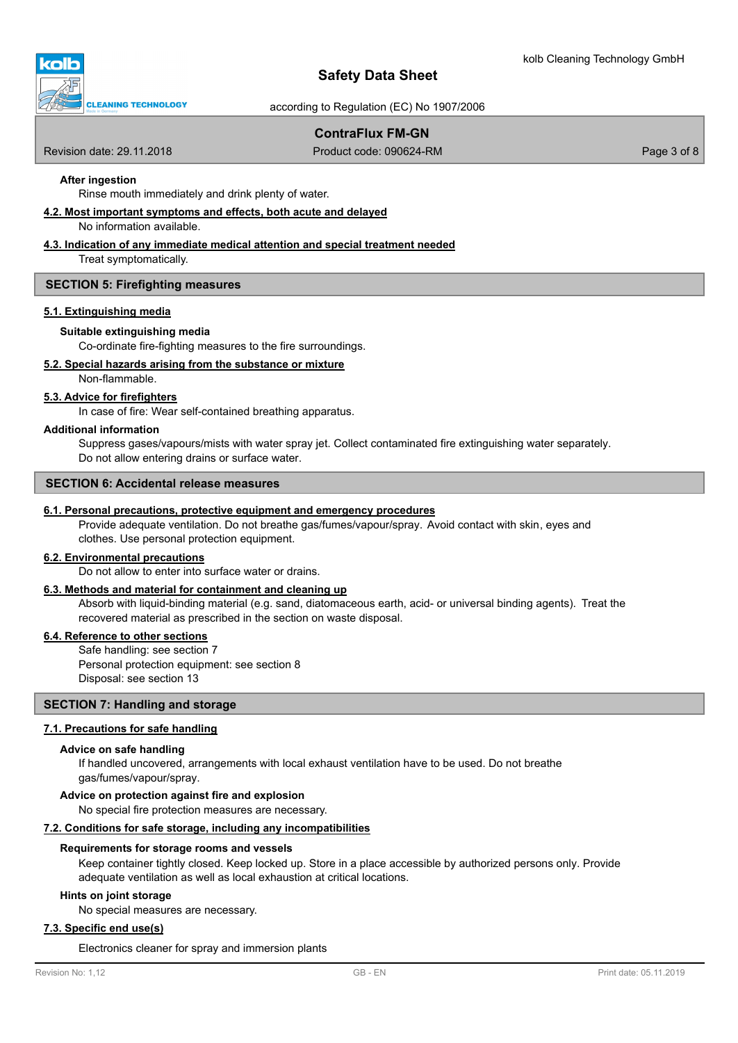### After ingestion

Rinse mouth immediately and drink plenty of water.

### 4.2. Most important symptoms and effects, both acute and delayed

No information available.

### 4.3. Indication of any immediate medical attention and special treatment needed

Treat symptomatically.

## SECTION 5: Firefighting measures

### 5.1. Extinguishing media

**Suitable extinguishing media**

Co-ordinate fire-fighting measures to the fire surroundings.

### 5.2. Special hazards arising from the substance or mixture

Non-flammable.

### 5.3. Advice for firefighters

In case of fire: Wear self-contained breathing apparatus.

**Additional information**

Suppress gases/vapours/mists with water spray jet. Collect contaminated fire extinguishing water separately. Do not allow entering drains or surface water.

## SECTION 6: Accidental release measures

### 6.1. Personal precautions, protective equipment and emergency procedures

Provide adequate ventilation. Do not breathe gas/fumes/vapour/spray. Avoid contact with skin, eyes and clothes. Use personal protection equipment.

### 6.2. Environmental precautions

Do not allow to enter into surface water or drains.

### 6.3. Methods and material for containment and cleaning up

Absorb with liquid-binding material (e.g. sand, diatomaceous earth, acid- or universal binding agents). Treat the recovered material as prescribed in the section on waste disposal.

### 6.4. Reference to other sections

Safe handling: see section 7
Personal protection equipment: see section 8
Disposal: see section 13

## SECTION 7: Handling and storage

### 7.1. Precautions for safe handling

**Advice on safe handling**

If handled uncovered, arrangements with local exhaust ventilation have to be used. Do not breathe gas/fumes/vapour/spray.

**Advice on protection against fire and explosion**

No special fire protection measures are necessary.

### 7.2. Conditions for safe storage, including any incompatibilities

**Requirements for storage rooms and vessels**

Keep container tightly closed. Keep locked up. Store in a place accessible by authorized persons only. Provide adequate ventilation as well as local exhaustion at critical locations.

**Hints on joint storage**

No special measures are necessary.

### 7.3. Specific end use(s)

Electronics cleaner for spray and immersion plants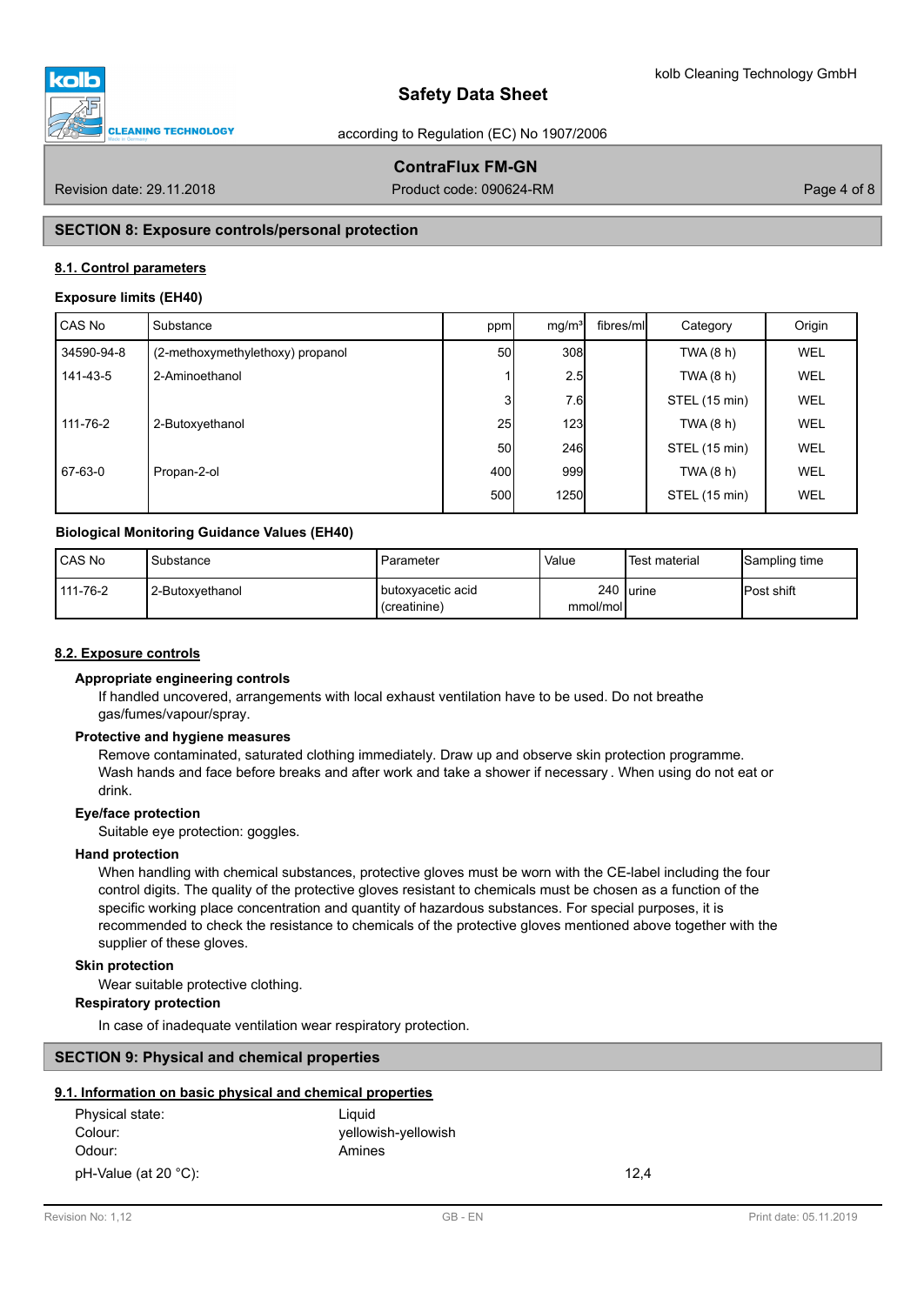## SECTION 8: Exposure controls/personal protection

### 8.1. Control parameters

**Exposure limits (EH40)**

| CAS No | Substance | ppm | mg/m³ | fibres/ml | Category | Origin |
|---|---|---|---|---|---|---|
| 34590-94-8 | (2-methoxymethylethoxy) propanol | 50 | 308 | | TWA (8 h) | WEL |
| 141-43-5 | 2-Aminoethanol | 1 | 2.5 | | TWA (8 h) | WEL |
| | | 3 | 7.6 | | STEL (15 min) | WEL |
| 111-76-2 | 2-Butoxyethanol | 25 | 123 | | TWA (8 h) | WEL |
| | | 50 | 246 | | STEL (15 min) | WEL |
| 67-63-0 | Propan-2-ol | 400 | 999 | | TWA (8 h) | WEL |
| | | 500 | 1250 | | STEL (15 min) | WEL |

**Biological Monitoring Guidance Values (EH40)**

| CAS No | Substance | Parameter | Value | Test material | Sampling time |
|---|---|---|---|---|---|
| 111-76-2 | 2-Butoxyethanol | butoxyacetic acid (creatinine) | 240 mmol/mol | urine | Post shift |

### 8.2. Exposure controls

**Appropriate engineering controls**

If handled uncovered, arrangements with local exhaust ventilation have to be used. Do not breathe gas/fumes/vapour/spray.

**Protective and hygiene measures**

Remove contaminated, saturated clothing immediately. Draw up and observe skin protection programme. Wash hands and face before breaks and after work and take a shower if necessary . When using do not eat or drink.

**Eye/face protection**

Suitable eye protection: goggles.

**Hand protection**

When handling with chemical substances, protective gloves must be worn with the CE-label including the four control digits. The quality of the protective gloves resistant to chemicals must be chosen as a function of the specific working place concentration and quantity of hazardous substances. For special purposes, it is recommended to check the resistance to chemicals of the protective gloves mentioned above together with the supplier of these gloves.

**Skin protection**

Wear suitable protective clothing.

**Respiratory protection**

In case of inadequate ventilation wear respiratory protection.

## SECTION 9: Physical and chemical properties

### 9.1. Information on basic physical and chemical properties

| | | |
|---|---|---|
| Physical state: | Liquid | |
| Colour: | yellowish-yellowish | |
| Odour: | Amines | |
| pH-Value (at 20 °C): | | 12,4 |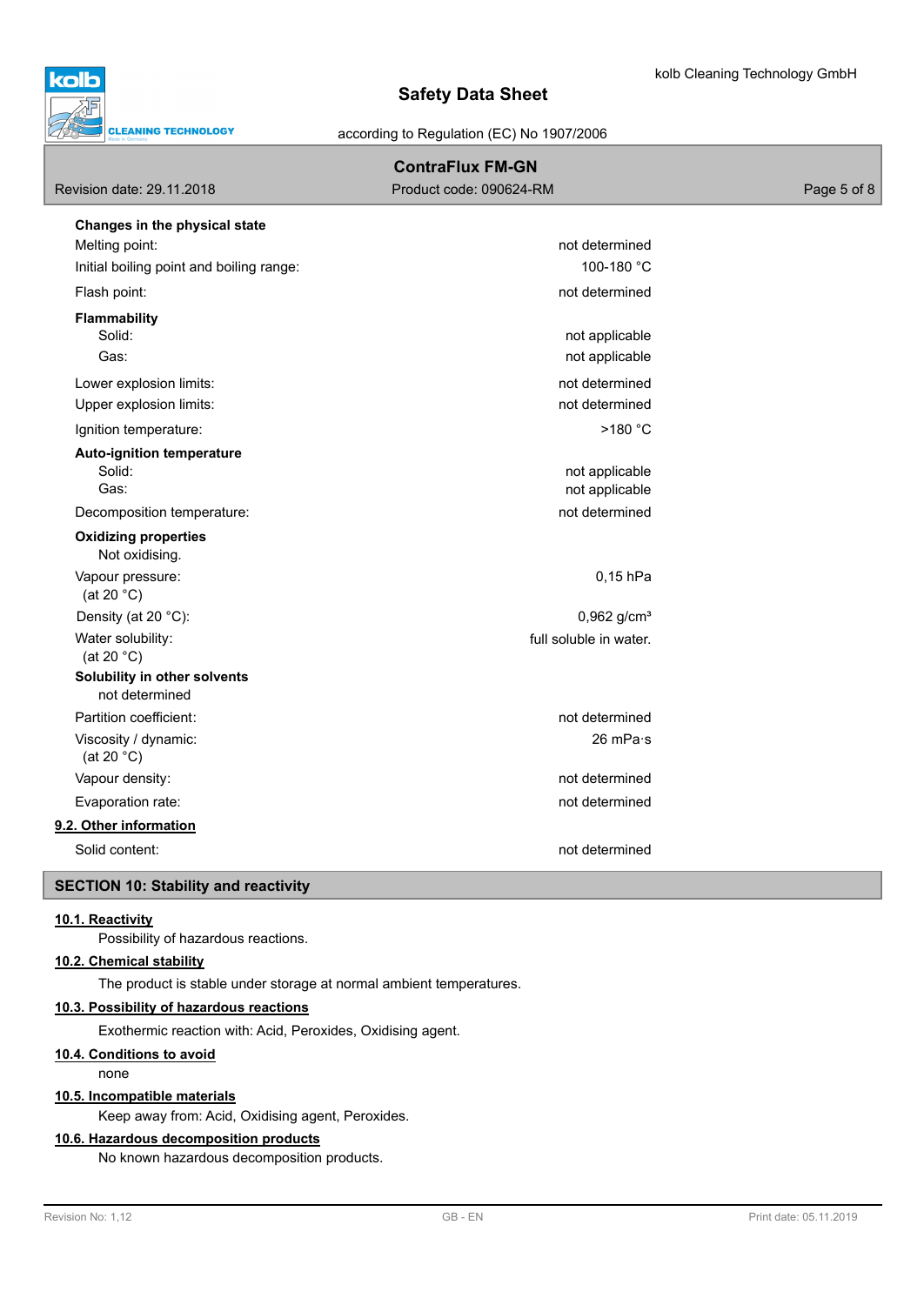**Changes in the physical state**

| | |
|---|---|
| Melting point: | not determined |
| Initial boiling point and boiling range: | 100-180 °C |
| Flash point: | not determined |

**Flammability**

| | |
|---|---|
| Solid: | not applicable |
| Gas: | not applicable |
| Lower explosion limits: | not determined |
| Upper explosion limits: | not determined |
| Ignition temperature: | >180 °C |

**Auto-ignition temperature**

| | |
|---|---|
| Solid: | not applicable |
| Gas: | not applicable |
| Decomposition temperature: | not determined |

**Oxidizing properties**

Not oxidising.

| | |
|---|---|
| Vapour pressure: (at 20 °C) | 0,15 hPa |
| Density (at 20 °C): | 0,962 g/cm³ |
| Water solubility: (at 20 °C) | full soluble in water. |

**Solubility in other solvents**

not determined

| | |
|---|---|
| Partition coefficient: | not determined |
| Viscosity / dynamic: (at 20 °C) | 26 mPa·s |
| Vapour density: | not determined |
| Evaporation rate: | not determined |

### 9.2. Other information

| | |
|---|---|
| Solid content: | not determined |

## SECTION 10: Stability and reactivity

### 10.1. Reactivity

Possibility of hazardous reactions.

### 10.2. Chemical stability

The product is stable under storage at normal ambient temperatures.

### 10.3. Possibility of hazardous reactions

Exothermic reaction with: Acid, Peroxides, Oxidising agent.

### 10.4. Conditions to avoid

none

### 10.5. Incompatible materials

Keep away from: Acid, Oxidising agent, Peroxides.

### 10.6. Hazardous decomposition products

No known hazardous decomposition products.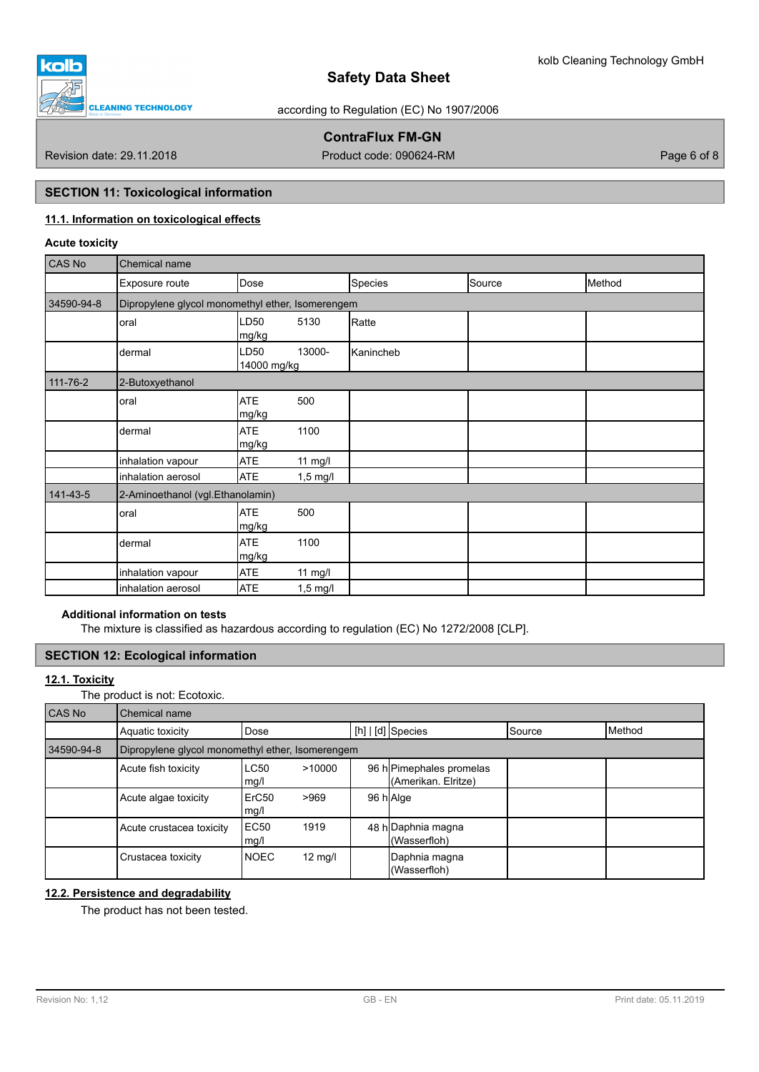## SECTION 11: Toxicological information

### 11.1. Information on toxicological effects

**Acute toxicity**

| CAS No | Chemical name | | | | |
|---|---|---|---|---|---|
| | Exposure route | Dose | Species | Source | Method |
| 34590-94-8 | Dipropylene glycol monomethyl ether, Isomerengem | | | | |
| | oral | LD50 5130 mg/kg | Ratte | | |
| | dermal | LD50 13000-14000 mg/kg | Kanincheb | | |
| 111-76-2 | 2-Butoxyethanol | | | | |
| | oral | ATE 500 mg/kg | | | |
| | dermal | ATE 1100 mg/kg | | | |
| | inhalation vapour | ATE 11 mg/l | | | |
| | inhalation aerosol | ATE 1,5 mg/l | | | |
| 141-43-5 | 2-Aminoethanol (vgl.Ethanolamin) | | | | |
| | oral | ATE 500 mg/kg | | | |
| | dermal | ATE 1100 mg/kg | | | |
| | inhalation vapour | ATE 11 mg/l | | | |
| | inhalation aerosol | ATE 1,5 mg/l | | | |

**Additional information on tests**

The mixture is classified as hazardous according to regulation (EC) No 1272/2008 [CLP].

## SECTION 12: Ecological information

### 12.1. Toxicity

The product is not: Ecotoxic.

| CAS No | Chemical name | | | | | |
|---|---|---|---|---|---|---|
| | Aquatic toxicity | Dose | [h] \| [d] | Species | Source | Method |
| 34590-94-8 | Dipropylene glycol monomethyl ether, Isomerengem | | | | | |
| | Acute fish toxicity | LC50 >10000 mg/l | 96 h | Pimephales promelas (Amerikan. Elritze) | | |
| | Acute algae toxicity | ErC50 >969 mg/l | 96 h | Alge | | |
| | Acute crustacea toxicity | EC50 1919 mg/l | 48 h | Daphnia magna (Wasserfloh) | | |
| | Crustacea toxicity | NOEC 12 mg/l | | Daphnia magna (Wasserfloh) | | |

### 12.2. Persistence and degradability

The product has not been tested.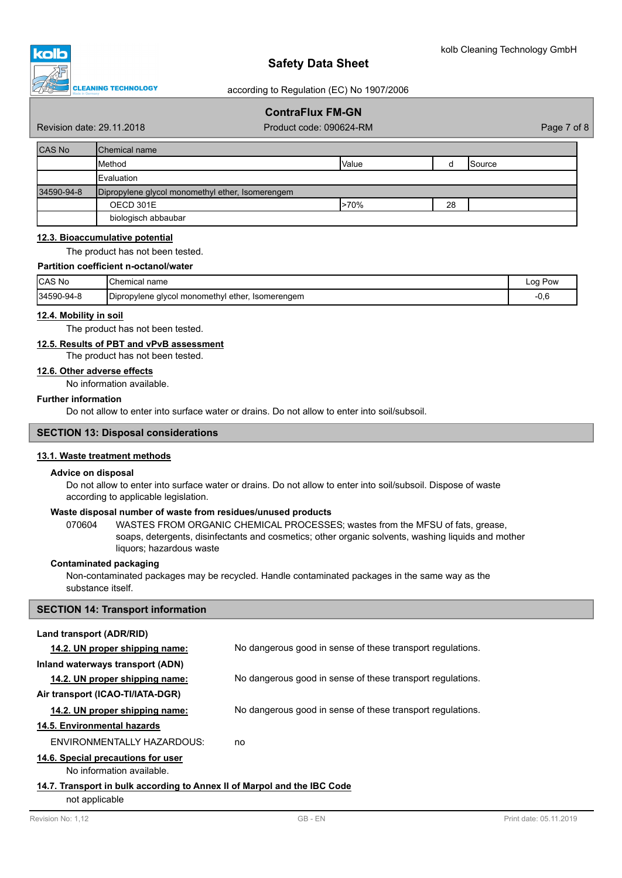| CAS No | Chemical name | | | |
|---|---|---|---|---|
| | Method | Value | d | Source |
| | Evaluation | | | |
| 34590-94-8 | Dipropylene glycol monomethyl ether, Isomerengem | | | |
| | OECD 301E | >70% | 28 | |
| | biologisch abbaubar | | | |

### 12.3. Bioaccumulative potential

The product has not been tested.

**Partition coefficient n-octanol/water**

| CAS No | Chemical name | Log Pow |
|---|---|---|
| 34590-94-8 | Dipropylene glycol monomethyl ether, Isomerengem | -0,6 |

### 12.4. Mobility in soil

The product has not been tested.

### 12.5. Results of PBT and vPvB assessment

The product has not been tested.

### 12.6. Other adverse effects

No information available.

**Further information**

Do not allow to enter into surface water or drains. Do not allow to enter into soil/subsoil.

## SECTION 13: Disposal considerations

### 13.1. Waste treatment methods

**Advice on disposal**

Do not allow to enter into surface water or drains. Do not allow to enter into soil/subsoil. Dispose of waste according to applicable legislation.

**Waste disposal number of waste from residues/unused products**

070604 WASTES FROM ORGANIC CHEMICAL PROCESSES; wastes from the MFSU of fats, grease, soaps, detergents, disinfectants and cosmetics; other organic solvents, washing liquids and mother liquors; hazardous waste

**Contaminated packaging**

Non-contaminated packages may be recycled. Handle contaminated packages in the same way as the substance itself.

## SECTION 14: Transport information

**Land transport (ADR/RID)**

**14.2. UN proper shipping name:** No dangerous good in sense of these transport regulations.

**Inland waterways transport (ADN)**

**14.2. UN proper shipping name:** No dangerous good in sense of these transport regulations.

**Air transport (ICAO-TI/IATA-DGR)**

**14.2. UN proper shipping name:** No dangerous good in sense of these transport regulations.

### 14.5. Environmental hazards

ENVIRONMENTALLY HAZARDOUS: no

### 14.6. Special precautions for user

No information available.

### 14.7. Transport in bulk according to Annex II of Marpol and the IBC Code

not applicable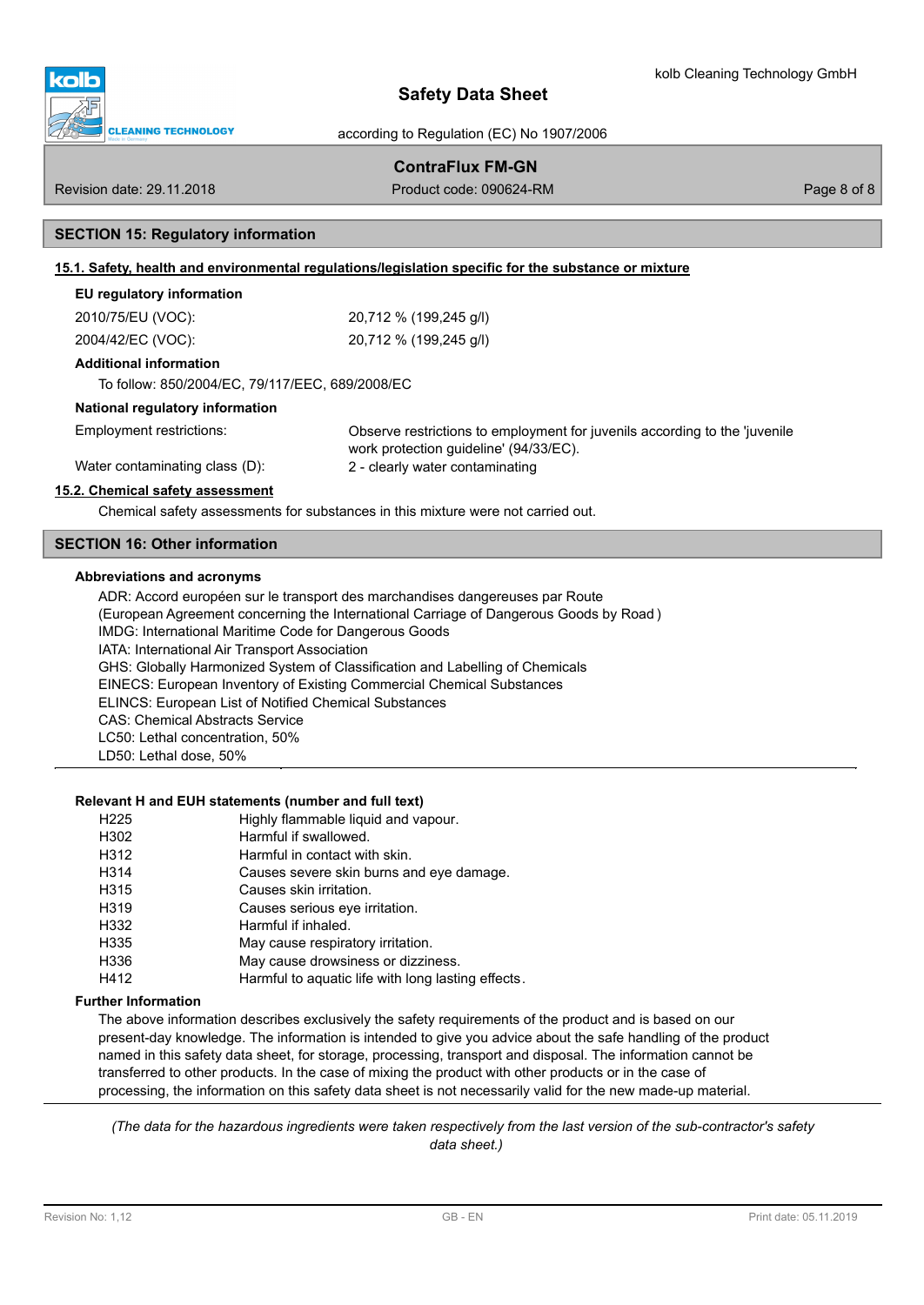## SECTION 15: Regulatory information

### 15.1. Safety, health and environmental regulations/legislation specific for the substance or mixture

**EU regulatory information**

| | |
|---|---|
| 2010/75/EU (VOC): | 20,712 % (199,245 g/l) |
| 2004/42/EC (VOC): | 20,712 % (199,245 g/l) |

**Additional information**

To follow: 850/2004/EC, 79/117/EEC, 689/2008/EC

**National regulatory information**

| | |
|---|---|
| Employment restrictions: | Observe restrictions to employment for juvenils according to the 'juvenile work protection guideline' (94/33/EC). |
| Water contaminating class (D): | 2 - clearly water contaminating |

### 15.2. Chemical safety assessment

Chemical safety assessments for substances in this mixture were not carried out.

## SECTION 16: Other information

**Abbreviations and acronyms**

ADR: Accord européen sur le transport des marchandises dangereuses par Route
(European Agreement concerning the International Carriage of Dangerous Goods by Road )
IMDG: International Maritime Code for Dangerous Goods
IATA: International Air Transport Association
GHS: Globally Harmonized System of Classification and Labelling of Chemicals
EINECS: European Inventory of Existing Commercial Chemical Substances
ELINCS: European List of Notified Chemical Substances
CAS: Chemical Abstracts Service
LC50: Lethal concentration, 50%
LD50: Lethal dose, 50%

**Relevant H and EUH statements (number and full text)**

| | |
|---|---|
| H225 | Highly flammable liquid and vapour. |
| H302 | Harmful if swallowed. |
| H312 | Harmful in contact with skin. |
| H314 | Causes severe skin burns and eye damage. |
| H315 | Causes skin irritation. |
| H319 | Causes serious eye irritation. |
| H332 | Harmful if inhaled. |
| H335 | May cause respiratory irritation. |
| H336 | May cause drowsiness or dizziness. |
| H412 | Harmful to aquatic life with long lasting effects. |

**Further Information**

The above information describes exclusively the safety requirements of the product and is based on our present-day knowledge. The information is intended to give you advice about the safe handling of the product named in this safety data sheet, for storage, processing, transport and disposal. The information cannot be transferred to other products. In the case of mixing the product with other products or in the case of processing, the information on this safety data sheet is not necessarily valid for the new made-up material.

*(The data for the hazardous ingredients were taken respectively from the last version of the sub-contractor's safety data sheet.)*